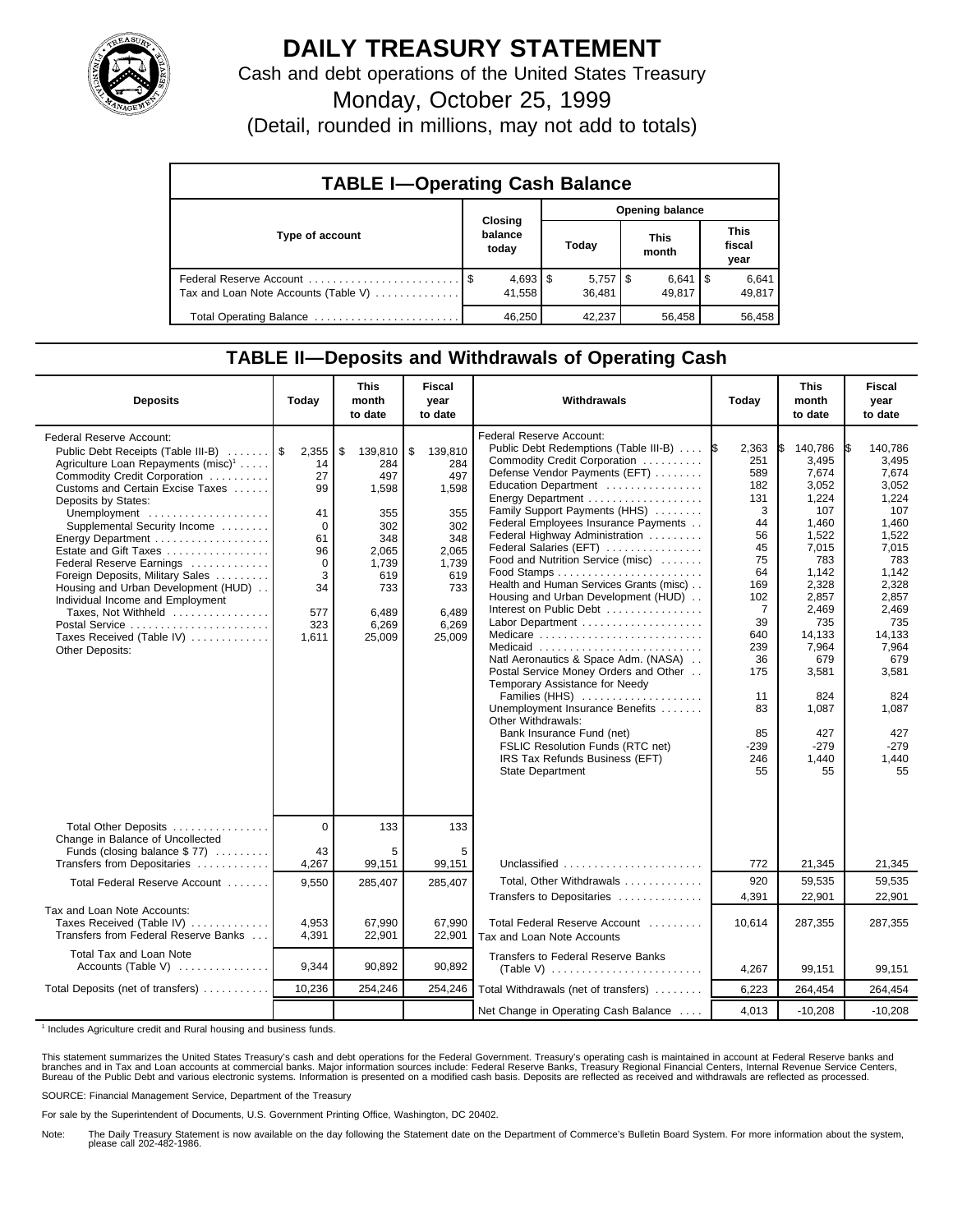# DAILY TREASURY STATEMENT

Cash and debt operations of the United States Treasury

Monday, October 25, 1999

(Detail, rounded in millions, may not add to totals)

## TABLE I—Operating Cash Balance

| Type of account | Closing balance today | Opening balance Today | This month | This fiscal year |
|---|---|---|---|---|
| Federal Reserve Account | $ 4,693 | $ 5,757 | $ 6,641 | $ 6,641 |
| Tax and Loan Note Accounts (Table V) | 41,558 | 36,481 | 49,817 | 49,817 |
| Total Operating Balance | 46,250 | 42,237 | 56,458 | 56,458 |

## TABLE II—Deposits and Withdrawals of Operating Cash

| Deposits | Today | This month to date | Fiscal year to date |
|---|---|---|---|
| Federal Reserve Account: | | | |
| Public Debt Receipts (Table III-B) | $ 2,355 | $ 139,810 | $ 139,810 |
| Agriculture Loan Repayments (misc)[1] | 14 | 284 | 284 |
| Commodity Credit Corporation | 27 | 497 | 497 |
| Customs and Certain Excise Taxes | 99 | 1,598 | 1,598 |
| Deposits by States: | | | |
| Unemployment | 41 | 355 | 355 |
| Supplemental Security Income | 0 | 302 | 302 |
| Energy Department | 61 | 348 | 348 |
| Estate and Gift Taxes | 96 | 2,065 | 2,065 |
| Federal Reserve Earnings | 0 | 1,739 | 1,739 |
| Foreign Deposits, Military Sales | 3 | 619 | 619 |
| Housing and Urban Development (HUD) | 34 | 733 | 733 |
| Individual Income and Employment Taxes, Not Withheld | 577 | 6,489 | 6,489 |
| Postal Service | 323 | 6,269 | 6,269 |
| Taxes Received (Table IV) | 1,611 | 25,009 | 25,009 |
| Other Deposits: | | | |
| Total Other Deposits | 0 | 133 | 133 |
| Change in Balance of Uncollected Funds (closing balance $ 77) | 43 | 5 | 5 |
| Transfers from Depositaries | 4,267 | 99,151 | 99,151 |
| Total Federal Reserve Account | 9,550 | 285,407 | 285,407 |
| Tax and Loan Note Accounts: | | | |
| Taxes Received (Table IV) | 4,953 | 67,990 | 67,990 |
| Transfers from Federal Reserve Banks | 4,391 | 22,901 | 22,901 |
| Total Tax and Loan Note Accounts (Table V) | 9,344 | 90,892 | 90,892 |
| Total Deposits (net of transfers) | 10,236 | 254,246 | 254,246 |

| Withdrawals | Today | This month to date | Fiscal year to date |
|---|---|---|---|
| Federal Reserve Account: | | | |
| Public Debt Redemptions (Table III-B) | $ 2,363 | $ 140,786 | $ 140,786 |
| Commodity Credit Corporation | 251 | 3,495 | 3,495 |
| Defense Vendor Payments (EFT) | 589 | 7,674 | 7,674 |
| Education Department | 182 | 3,052 | 3,052 |
| Energy Department | 131 | 1,224 | 1,224 |
| Family Support Payments (HHS) | 3 | 107 | 107 |
| Federal Employees Insurance Payments | 44 | 1,460 | 1,460 |
| Federal Highway Administration | 56 | 1,522 | 1,522 |
| Federal Salaries (EFT) | 45 | 7,015 | 7,015 |
| Food and Nutrition Service (misc) | 75 | 783 | 783 |
| Food Stamps | 64 | 1,142 | 1,142 |
| Health and Human Services Grants (misc) | 169 | 2,328 | 2,328 |
| Housing and Urban Development (HUD) | 102 | 2,857 | 2,857 |
| Interest on Public Debt | 7 | 2,469 | 2,469 |
| Labor Department | 39 | 735 | 735 |
| Medicare | 640 | 14,133 | 14,133 |
| Medicaid | 239 | 7,964 | 7,964 |
| Natl Aeronautics & Space Adm. (NASA) | 36 | 679 | 679 |
| Postal Service Money Orders and Other | 175 | 3,581 | 3,581 |
| Temporary Assistance for Needy Families (HHS) | 11 | 824 | 824 |
| Unemployment Insurance Benefits | 83 | 1,087 | 1,087 |
| Other Withdrawals: | | | |
| Bank Insurance Fund (net) | 85 | 427 | 427 |
| FSLIC Resolution Funds (RTC net) | -239 | -279 | -279 |
| IRS Tax Refunds Business (EFT) | 246 | 1,440 | 1,440 |
| State Department | 55 | 55 | 55 |
| Unclassified | 772 | 21,345 | 21,345 |
| Total, Other Withdrawals | 920 | 59,535 | 59,535 |
| Transfers to Depositaries | 4,391 | 22,901 | 22,901 |
| Total Federal Reserve Account | 10,614 | 287,355 | 287,355 |
| Tax and Loan Note Accounts | | | |
| Transfers to Federal Reserve Banks (Table V) | 4,267 | 99,151 | 99,151 |
| Total Withdrawals (net of transfers) | 6,223 | 264,454 | 264,454 |
| Net Change in Operating Cash Balance | 4,013 | -10,208 | -10,208 |

[1] Includes Agriculture credit and Rural housing and business funds.

This statement summarizes the United States Treasury's cash and debt operations for the Federal Government. Treasury's operating cash is maintained in account at Federal Reserve banks and branches and in Tax and Loan accounts at commercial banks. Major information sources include: Federal Reserve Banks, Treasury Regional Financial Centers, Internal Revenue Service Centers, Bureau of the Public Debt and various electronic systems. Information is presented on a modified cash basis. Deposits are reflected as received and withdrawals are reflected as processed.

SOURCE: Financial Management Service, Department of the Treasury

For sale by the Superintendent of Documents, U.S. Government Printing Office, Washington, DC 20402.

Note: The Daily Treasury Statement is now available on the day following the Statement date on the Department of Commerce's Bulletin Board System. For more information about the system, please call 202-482-1986.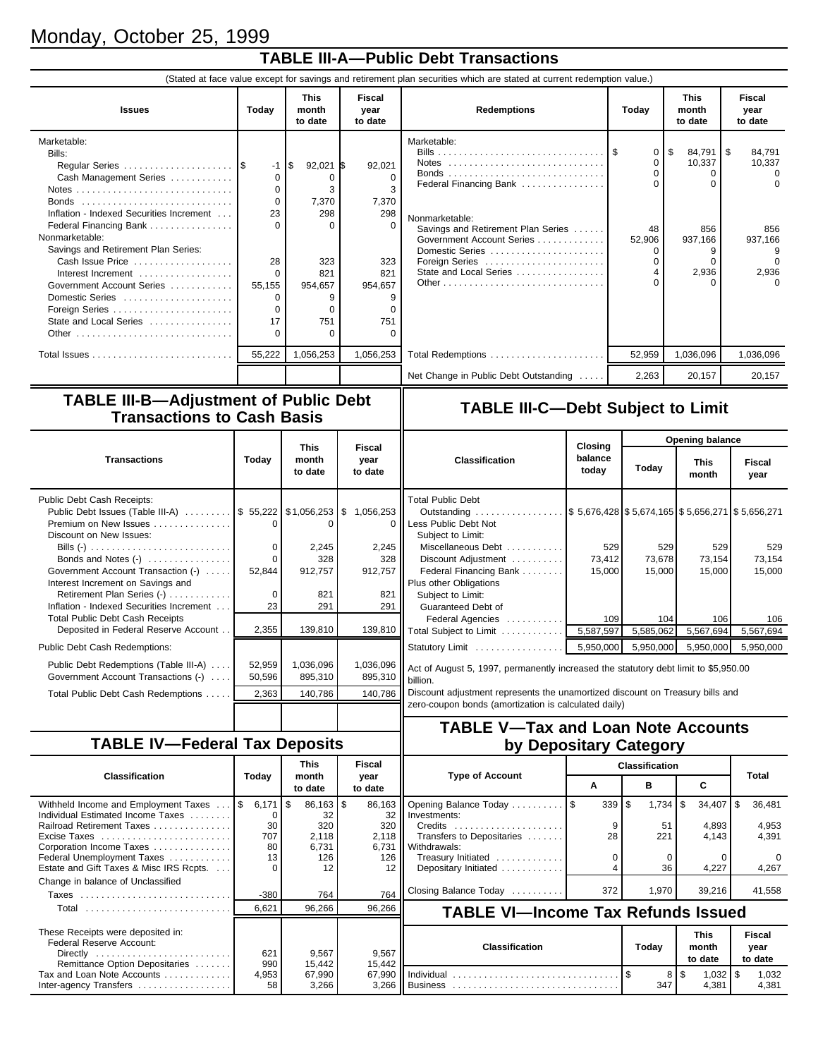Monday, October 25, 1999

## TABLE III-A—Public Debt Transactions

(Stated at face value except for savings and retirement plan securities which are stated at current redemption value.)

| Issues | Today | This month to date | Fiscal year to date | Redemptions | Today | This month to date | Fiscal year to date |
|---|---|---|---|---|---|---|---|
| Marketable: | | | | Marketable: | | | |
| Bills: | | | | Bills | $ 0 | $ 84,791 | $ 84,791 |
| Regular Series | $ -1 | $ 92,021 | $ 92,021 | Notes | 0 | 10,337 | 10,337 |
| Cash Management Series | 0 | 0 | 0 | Bonds | 0 | 0 | 0 |
| Notes | 0 | 3 | 3 | Federal Financing Bank | 0 | 0 | 0 |
| Bonds | 0 | 7,370 | 7,370 | | | | |
| Inflation - Indexed Securities Increment | 23 | 298 | 298 | Nonmarketable: | | | |
| Federal Financing Bank | 0 | 0 | 0 | Savings and Retirement Plan Series | 48 | 856 | 856 |
| Nonmarketable: | | | | Government Account Series | 52,906 | 937,166 | 937,166 |
| Savings and Retirement Plan Series: | | | | Domestic Series | 0 | 9 | 9 |
| Cash Issue Price | 28 | 323 | 323 | Foreign Series | 0 | 0 | 0 |
| Interest Increment | 0 | 821 | 821 | State and Local Series | 4 | 2,936 | 2,936 |
| Government Account Series | 55,155 | 954,657 | 954,657 | Other | 0 | 0 | 0 |
| Domestic Series | 0 | 9 | 9 | | | | |
| Foreign Series | 0 | 0 | 0 | | | | |
| State and Local Series | 17 | 751 | 751 | | | | |
| Other | 0 | 0 | 0 | | | | |
| Total Issues | 55,222 | 1,056,253 | 1,056,253 | Total Redemptions | 52,959 | 1,036,096 | 1,036,096 |
| | | | | Net Change in Public Debt Outstanding | 2,263 | 20,157 | 20,157 |

## TABLE III-B—Adjustment of Public Debt Transactions to Cash Basis

| Transactions | Today | This month to date | Fiscal year to date |
|---|---|---|---|
| Public Debt Cash Receipts: | | | |
| Public Debt Issues (Table III-A) | $ 55,222 | $1,056,253 | $ 1,056,253 |
| Premium on New Issues | 0 | 0 | 0 |
| Discount on New Issues: | | | |
| Bills (-) | 0 | 2,245 | 2,245 |
| Bonds and Notes (-) | 0 | 328 | 328 |
| Government Account Transaction (-) | 52,844 | 912,757 | 912,757 |
| Interest Increment on Savings and Retirement Plan Series (-) | 0 | 821 | 821 |
| Inflation - Indexed Securities Increment | 23 | 291 | 291 |
| Total Public Debt Cash Receipts Deposited in Federal Reserve Account | 2,355 | 139,810 | 139,810 |
| Public Debt Cash Redemptions: | | | |
| Public Debt Redemptions (Table III-A) | 52,959 | 1,036,096 | 1,036,096 |
| Government Account Transactions (-) | 50,596 | 895,310 | 895,310 |
| Total Public Debt Cash Redemptions | 2,363 | 140,786 | 140,786 |

## TABLE III-C—Debt Subject to Limit

| Classification | Closing balance today | Opening balance Today | This month | Fiscal year |
|---|---|---|---|---|
| Total Public Debt Outstanding | $ 5,676,428 | $ 5,674,165 | $ 5,656,271 | $ 5,656,271 |
| Less Public Debt Not Subject to Limit: | | | | |
| Miscellaneous Debt | 529 | 529 | 529 | 529 |
| Discount Adjustment | 73,412 | 73,678 | 73,154 | 73,154 |
| Federal Financing Bank | 15,000 | 15,000 | 15,000 | 15,000 |
| Plus other Obligations Subject to Limit: | | | | |
| Guaranteed Debt of Federal Agencies | 109 | 104 | 106 | 106 |
| Total Subject to Limit | 5,587,597 | 5,585,062 | 5,567,694 | 5,567,694 |
| Statutory Limit | 5,950,000 | 5,950,000 | 5,950,000 | 5,950,000 |

Act of August 5, 1997, permanently increased the statutory debt limit to $5,950.00 billion.

Discount adjustment represents the unamortized discount on Treasury bills and zero-coupon bonds (amortization is calculated daily)

## TABLE IV—Federal Tax Deposits

| Classification | Today | This month to date | Fiscal year to date |
|---|---|---|---|
| Withheld Income and Employment Taxes | $ 6,171 | $ 86,163 | $ 86,163 |
| Individual Estimated Income Taxes | 0 | 32 | 32 |
| Railroad Retirement Taxes | 30 | 320 | 320 |
| Excise Taxes | 707 | 2,118 | 2,118 |
| Corporation Income Taxes | 80 | 6,731 | 6,731 |
| Federal Unemployment Taxes | 13 | 126 | 126 |
| Estate and Gift Taxes & Misc IRS Rcpts. | 0 | 12 | 12 |
| Change in balance of Unclassified Taxes | -380 | 764 | 764 |
| Total | 6,621 | 96,266 | 96,266 |
| These Receipts were deposited in: | | | |
| Federal Reserve Account: | | | |
| Directly | 621 | 9,567 | 9,567 |
| Remittance Option Depositaries | 990 | 15,442 | 15,442 |
| Tax and Loan Note Accounts | 4,953 | 67,990 | 67,990 |
| Inter-agency Transfers | 58 | 3,266 | 3,266 |

## TABLE V—Tax and Loan Note Accounts by Depositary Category

| Type of Account | Classification A | B | C | Total |
|---|---|---|---|---|
| Opening Balance Today | $ 339 | $ 1,734 | $ 34,407 | $ 36,481 |
| Investments: | | | | |
| Credits | 9 | 51 | 4,893 | 4,953 |
| Transfers to Depositaries | 28 | 221 | 4,143 | 4,391 |
| Withdrawals: | | | | |
| Treasury Initiated | 0 | 0 | 0 | 0 |
| Depositary Initiated | 4 | 36 | 4,227 | 4,267 |
| Closing Balance Today | 372 | 1,970 | 39,216 | 41,558 |

## TABLE VI—Income Tax Refunds Issued

| Classification | Today | This month to date | Fiscal year to date |
|---|---|---|---|
| Individual | $ 8 | $ 1,032 | $ 1,032 |
| Business | 347 | 4,381 | 4,381 |